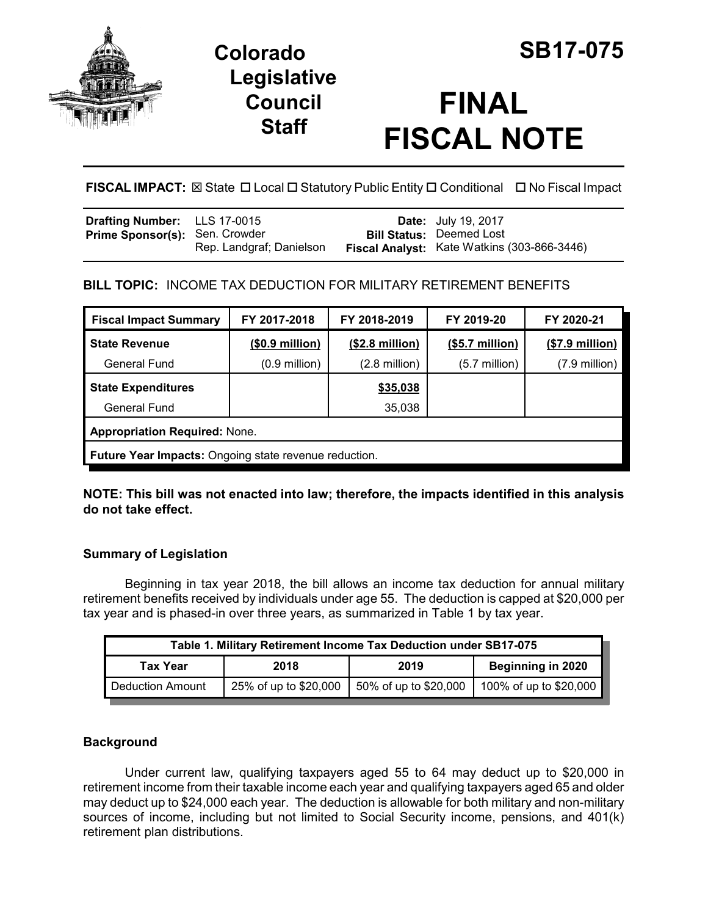# Colorado Legislative Council Staff

# SB17-075

# FINAL FISCAL NOTE

**FISCAL IMPACT:** ☒ State ☐ Local ☐ Statutory Public Entity ☐ Conditional ☐ No Fiscal Impact

| | | | |
|---|---|---|---|
| **Drafting Number:** | LLS 17-0015 | **Date:** | July 19, 2017 |
| **Prime Sponsor(s):** | Sen. Crowder<br>Rep. Landgraf; Danielson | **Bill Status:** | Deemed Lost |
| | | **Fiscal Analyst:** | Kate Watkins (303-866-3446) |

**BILL TOPIC:** INCOME TAX DEDUCTION FOR MILITARY RETIREMENT BENEFITS

| Fiscal Impact Summary | FY 2017-2018 | FY 2018-2019 | FY 2019-20 | FY 2020-21 |
|---|---|---|---|---|
| **State Revenue** | **($0.9 million)** | **($2.8 million)** | **($5.7 million)** | **($7.9 million)** |
| General Fund | (0.9 million) | (2.8 million) | (5.7 million) | (7.9 million) |
| **State Expenditures** | | **$35,038** | | |
| General Fund | | 35,038 | | |
| **Appropriation Required:** None. | | | | |
| **Future Year Impacts:** Ongoing state revenue reduction. | | | | |

**NOTE: This bill was not enacted into law; therefore, the impacts identified in this analysis do not take effect.**

### Summary of Legislation

Beginning in tax year 2018, the bill allows an income tax deduction for annual military retirement benefits received by individuals under age 55. The deduction is capped at $20,000 per tax year and is phased-in over three years, as summarized in Table 1 by tax year.

| Table 1. Military Retirement Income Tax Deduction under SB17-075 | | | |
|---|---|---|---|
| **Tax Year** | **2018** | **2019** | **Beginning in 2020** |
| Deduction Amount | 25% of up to $20,000 | 50% of up to $20,000 | 100% of up to $20,000 |

### Background

Under current law, qualifying taxpayers aged 55 to 64 may deduct up to $20,000 in retirement income from their taxable income each year and qualifying taxpayers aged 65 and older may deduct up to $24,000 each year. The deduction is allowable for both military and non-military sources of income, including but not limited to Social Security income, pensions, and 401(k) retirement plan distributions.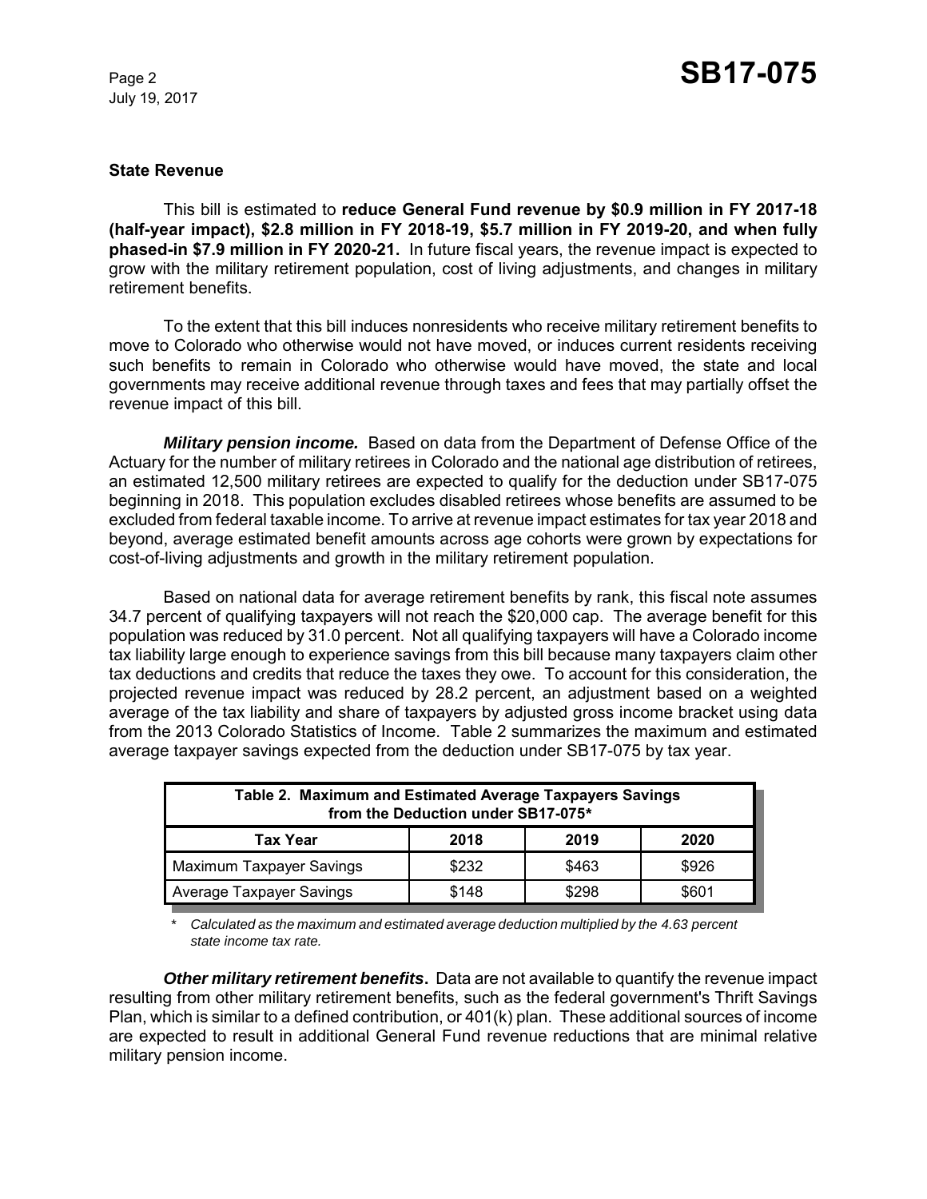## State Revenue

This bill is estimated to **reduce General Fund revenue by $0.9 million in FY 2017-18 (half-year impact), $2.8 million in FY 2018-19, $5.7 million in FY 2019-20, and when fully phased-in $7.9 million in FY 2020-21.** In future fiscal years, the revenue impact is expected to grow with the military retirement population, cost of living adjustments, and changes in military retirement benefits.

To the extent that this bill induces nonresidents who receive military retirement benefits to move to Colorado who otherwise would not have moved, or induces current residents receiving such benefits to remain in Colorado who otherwise would have moved, the state and local governments may receive additional revenue through taxes and fees that may partially offset the revenue impact of this bill.

***Military pension income.*** Based on data from the Department of Defense Office of the Actuary for the number of military retirees in Colorado and the national age distribution of retirees, an estimated 12,500 military retirees are expected to qualify for the deduction under SB17-075 beginning in 2018. This population excludes disabled retirees whose benefits are assumed to be excluded from federal taxable income. To arrive at revenue impact estimates for tax year 2018 and beyond, average estimated benefit amounts across age cohorts were grown by expectations for cost-of-living adjustments and growth in the military retirement population.

Based on national data for average retirement benefits by rank, this fiscal note assumes 34.7 percent of qualifying taxpayers will not reach the $20,000 cap. The average benefit for this population was reduced by 31.0 percent. Not all qualifying taxpayers will have a Colorado income tax liability large enough to experience savings from this bill because many taxpayers claim other tax deductions and credits that reduce the taxes they owe. To account for this consideration, the projected revenue impact was reduced by 28.2 percent, an adjustment based on a weighted average of the tax liability and share of taxpayers by adjusted gross income bracket using data from the 2013 Colorado Statistics of Income. Table 2 summarizes the maximum and estimated average taxpayer savings expected from the deduction under SB17-075 by tax year.

**Table 2. Maximum and Estimated Average Taxpayers Savings from the Deduction under SB17-075***

| Tax Year | 2018 | 2019 | 2020 |
|---|---|---|---|
| Maximum Taxpayer Savings | $232 | $463 | $926 |
| Average Taxpayer Savings | $148 | $298 | $601 |

\* *Calculated as the maximum and estimated average deduction multiplied by the 4.63 percent state income tax rate.*

***Other military retirement benefits*****.** Data are not available to quantify the revenue impact resulting from other military retirement benefits, such as the federal government's Thrift Savings Plan, which is similar to a defined contribution, or 401(k) plan. These additional sources of income are expected to result in additional General Fund revenue reductions that are minimal relative military pension income.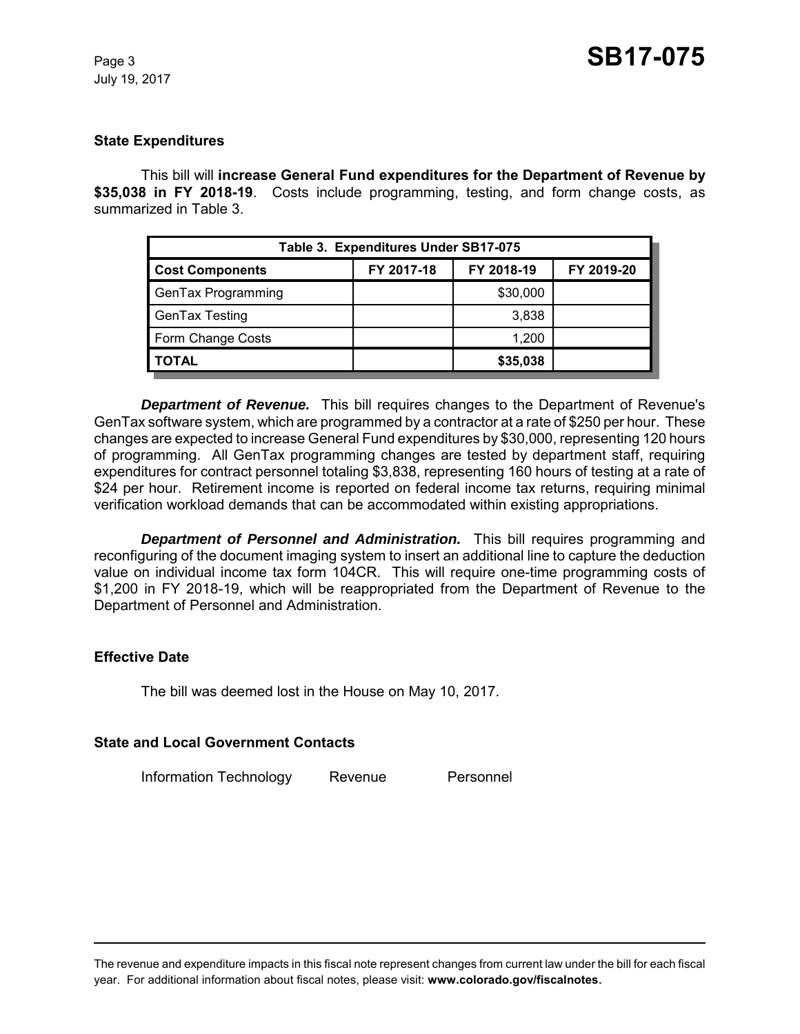### State Expenditures

This bill will **increase General Fund expenditures for the Department of Revenue by $35,038 in FY 2018-19**. Costs include programming, testing, and form change costs, as summarized in Table 3.

| Table 3. Expenditures Under SB17-075 | | | |
|---|---|---|---|
| **Cost Components** | **FY 2017-18** | **FY 2018-19** | **FY 2019-20** |
| GenTax Programming | | $30,000 | |
| GenTax Testing | | 3,838 | |
| Form Change Costs | | 1,200 | |
| **TOTAL** | | **$35,038** | |

***Department of Revenue.*** This bill requires changes to the Department of Revenue's GenTax software system, which are programmed by a contractor at a rate of $250 per hour. These changes are expected to increase General Fund expenditures by $30,000, representing 120 hours of programming. All GenTax programming changes are tested by department staff, requiring expenditures for contract personnel totaling $3,838, representing 160 hours of testing at a rate of $24 per hour. Retirement income is reported on federal income tax returns, requiring minimal verification workload demands that can be accommodated within existing appropriations.

***Department of Personnel and Administration.*** This bill requires programming and reconfiguring of the document imaging system to insert an additional line to capture the deduction value on individual income tax form 104CR. This will require one-time programming costs of $1,200 in FY 2018-19, which will be reappropriated from the Department of Revenue to the Department of Personnel and Administration.

### Effective Date

The bill was deemed lost in the House on May 10, 2017.

### State and Local Government Contacts

Information Technology     Revenue     Personnel

The revenue and expenditure impacts in this fiscal note represent changes from current law under the bill for each fiscal year. For additional information about fiscal notes, please visit: **www.colorado.gov/fiscalnotes.**